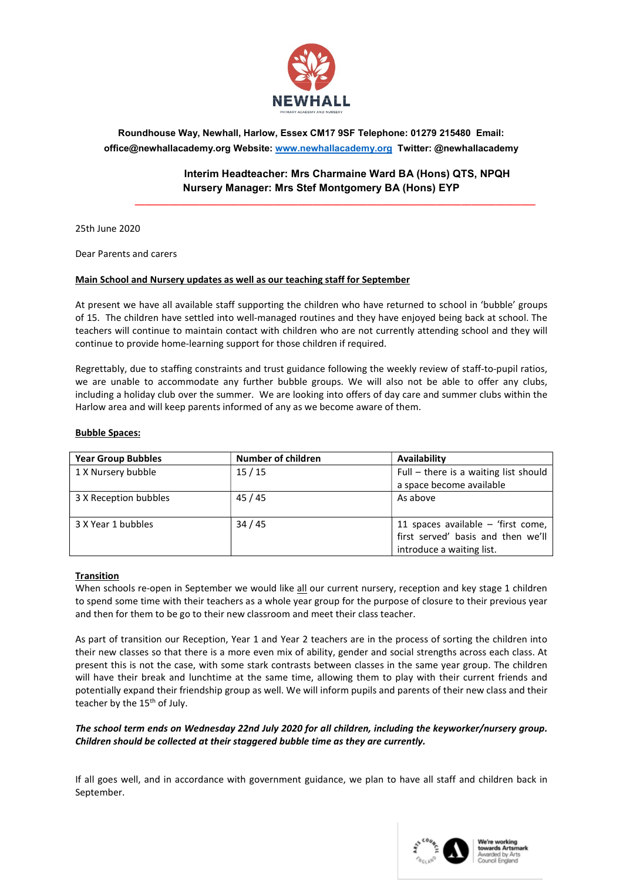**NEWHALL**

PRIMARY ACADEMY AND NURSERY

**Roundhouse Way, Newhall, Harlow, Essex CM17 9SF Telephone: 01279 215480 Email: office@newhallacademy.org Website: www.newhallacademy.org Twitter: @newhallacademy**

**Interim Headteacher: Mrs Charmaine Ward BA (Hons) QTS, NPQH**
**Nursery Manager: Mrs Stef Montgomery BA (Hons) EYP**

---

25th June 2020

Dear Parents and carers

**Main School and Nursery updates as well as our teaching staff for September**

At present we have all available staff supporting the children who have returned to school in 'bubble' groups of 15. The children have settled into well-managed routines and they have enjoyed being back at school. The teachers will continue to maintain contact with children who are not currently attending school and they will continue to provide home-learning support for those children if required.

Regrettably, due to staffing constraints and trust guidance following the weekly review of staff-to-pupil ratios, we are unable to accommodate any further bubble groups. We will also not be able to offer any clubs, including a holiday club over the summer. We are looking into offers of day care and summer clubs within the Harlow area and will keep parents informed of any as we become aware of them.

**Bubble Spaces:**

| Year Group Bubbles | Number of children | Availability |
| --- | --- | --- |
| 1 X Nursery bubble | 15 / 15 | Full – there is a waiting list should a space become available |
| 3 X Reception bubbles | 45 / 45 | As above |
| 3 X Year 1 bubbles | 34 / 45 | 11 spaces available – 'first come, first served' basis and then we'll introduce a waiting list. |

**Transition**

When schools re-open in September we would like all our current nursery, reception and key stage 1 children to spend some time with their teachers as a whole year group for the purpose of closure to their previous year and then for them to be go to their new classroom and meet their class teacher.

As part of transition our Reception, Year 1 and Year 2 teachers are in the process of sorting the children into their new classes so that there is a more even mix of ability, gender and social strengths across each class. At present this is not the case, with some stark contrasts between classes in the same year group. The children will have their break and lunchtime at the same time, allowing them to play with their current friends and potentially expand their friendship group as well. We will inform pupils and parents of their new class and their teacher by the 15th of July.

***The school term ends on Wednesday 22nd July 2020 for all children, including the keyworker/nursery group. Children should be collected at their staggered bubble time as they are currently.***

If all goes well, and in accordance with government guidance, we plan to have all staff and children back in September.

We're working towards Artsmark
Awarded by Arts Council England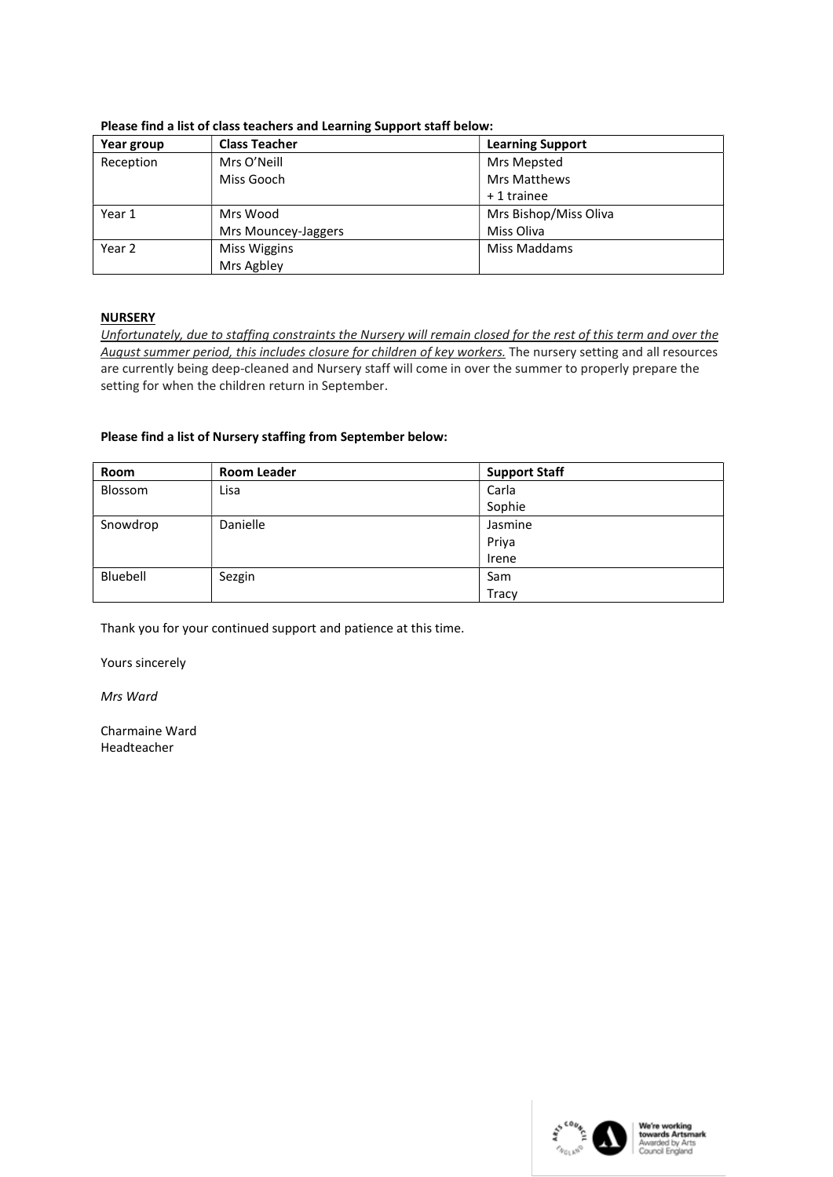**Please find a list of class teachers and Learning Support staff below:**

| Year group | Class Teacher | Learning Support |
| --- | --- | --- |
| Reception | Mrs O'Neill<br>Miss Gooch | Mrs Mepsted<br>Mrs Matthews<br>+ 1 trainee |
| Year 1 | Mrs Wood<br>Mrs Mouncey-Jaggers | Mrs Bishop/Miss Oliva<br>Miss Oliva |
| Year 2 | Miss Wiggins<br>Mrs Agbley | Miss Maddams |

**NURSERY**

*Unfortunately, due to staffing constraints the Nursery will remain closed for the rest of this term and over the August summer period, this includes closure for children of key workers.* The nursery setting and all resources are currently being deep-cleaned and Nursery staff will come in over the summer to properly prepare the setting for when the children return in September.

**Please find a list of Nursery staffing from September below:**

| Room | Room Leader | Support Staff |
| --- | --- | --- |
| Blossom | Lisa | Carla<br>Sophie |
| Snowdrop | Danielle | Jasmine<br>Priya<br>Irene |
| Bluebell | Sezgin | Sam<br>Tracy |

Thank you for your continued support and patience at this time.

Yours sincerely

*Mrs Ward*

Charmaine Ward
Headteacher

We're working towards Artsmark
Awarded by Arts Council England